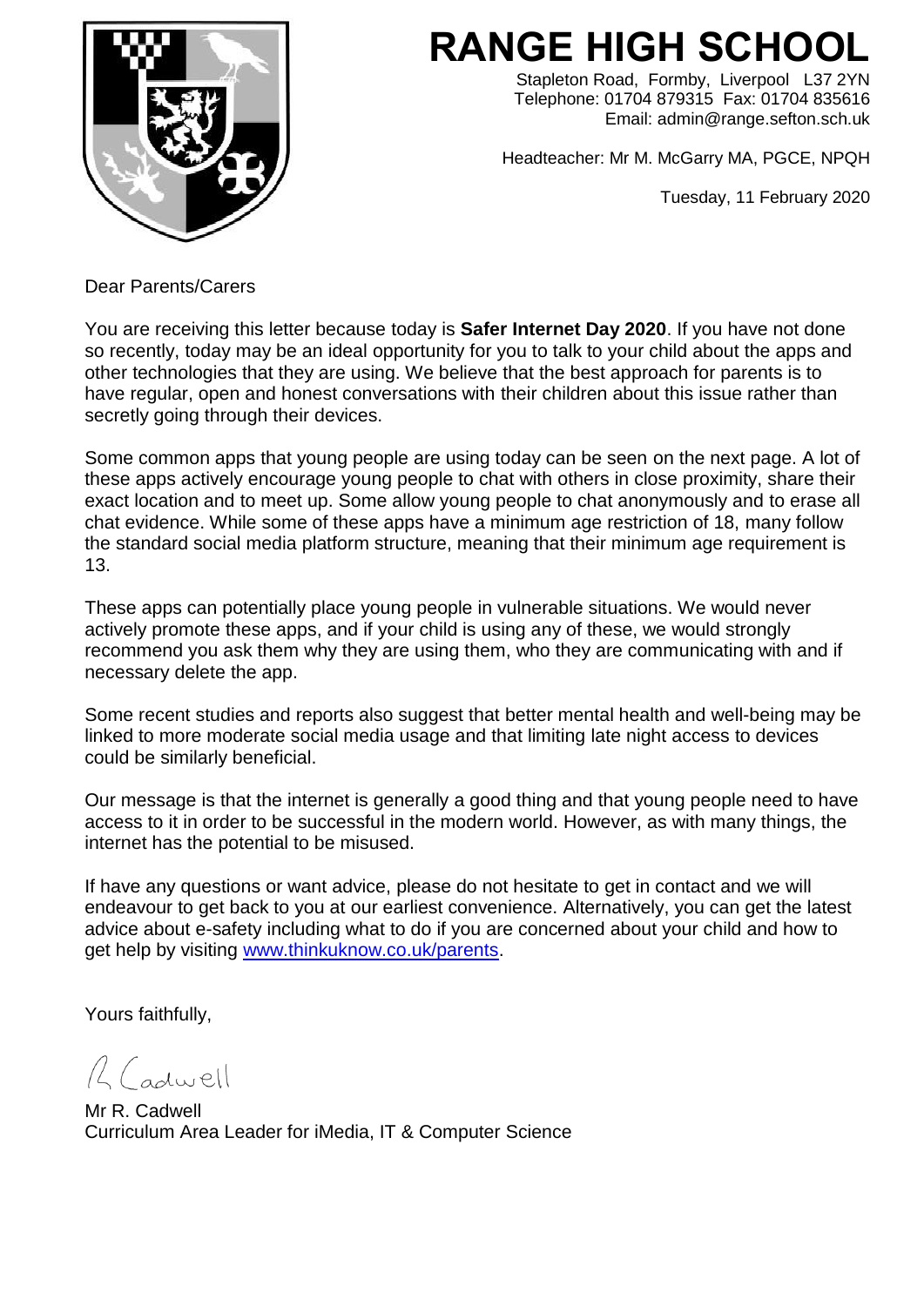# RANGE HIGH SCHOOL

Stapleton Road, Formby, Liverpool L37 2YN
Telephone: 01704 879315 Fax: 01704 835616
Email: admin@range.sefton.sch.uk

Headteacher: Mr M. McGarry MA, PGCE, NPQH

Tuesday, 11 February 2020

Dear Parents/Carers

You are receiving this letter because today is **Safer Internet Day 2020**. If you have not done so recently, today may be an ideal opportunity for you to talk to your child about the apps and other technologies that they are using. We believe that the best approach for parents is to have regular, open and honest conversations with their children about this issue rather than secretly going through their devices.

Some common apps that young people are using today can be seen on the next page. A lot of these apps actively encourage young people to chat with others in close proximity, share their exact location and to meet up. Some allow young people to chat anonymously and to erase all chat evidence. While some of these apps have a minimum age restriction of 18, many follow the standard social media platform structure, meaning that their minimum age requirement is 13.

These apps can potentially place young people in vulnerable situations. We would never actively promote these apps, and if your child is using any of these, we would strongly recommend you ask them why they are using them, who they are communicating with and if necessary delete the app.

Some recent studies and reports also suggest that better mental health and well-being may be linked to more moderate social media usage and that limiting late night access to devices could be similarly beneficial.

Our message is that the internet is generally a good thing and that young people need to have access to it in order to be successful in the modern world. However, as with many things, the internet has the potential to be misused.

If have any questions or want advice, please do not hesitate to get in contact and we will endeavour to get back to you at our earliest convenience. Alternatively, you can get the latest advice about e-safety including what to do if you are concerned about your child and how to get help by visiting [www.thinkuknow.co.uk/parents](http://www.thinkuknow.co.uk/parents).

Yours faithfully,

R Cadwell

Mr R. Cadwell
Curriculum Area Leader for iMedia, IT & Computer Science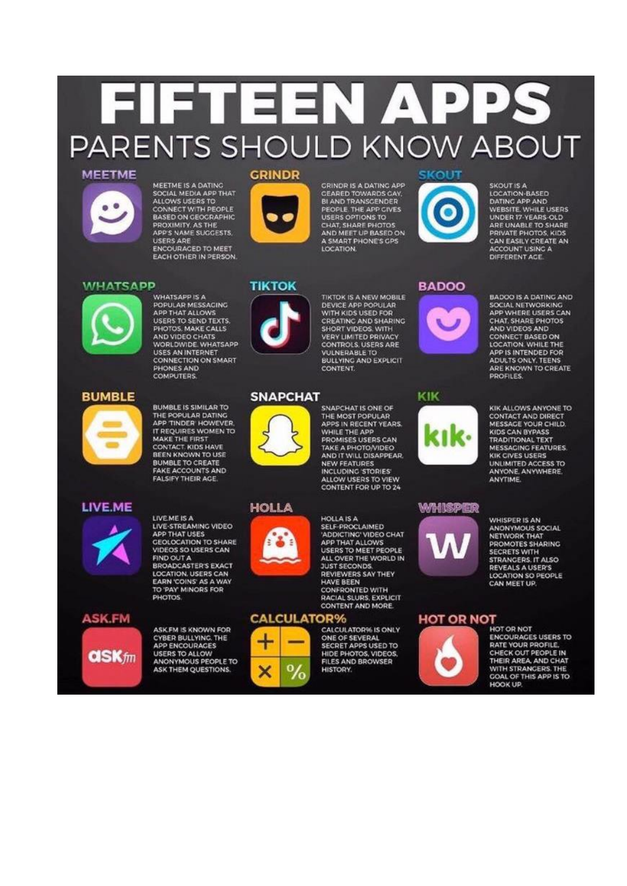# FIFTEEN APPS

## PARENTS SHOULD KNOW ABOUT

### MEETME

MEETME IS A DATING SOCIAL MEDIA APP THAT ALLOWS USERS TO CONNECT WITH PEOPLE BASED ON GEOGRAPHIC PROXIMITY. AS THE APP'S NAME SUGGESTS, USERS ARE ENCOURAGED TO MEET EACH OTHER IN PERSON.

### GRINDR

GRINDR IS A DATING APP GEARED TOWARDS GAY, BI AND TRANSGENDER PEOPLE. THE APP GIVES USERS OPTIONS TO CHAT, SHARE PHOTOS AND MEET UP BASED ON A SMART PHONE'S GPS LOCATION.

### SKOUT

SKOUT IS A LOCATION-BASED DATING APP AND WEBSITE. WHILE USERS UNDER 17-YEARS-OLD ARE UNABLE TO SHARE PRIVATE PHOTOS, KIDS CAN EASILY CREATE AN ACCOUNT USING A DIFFERENT AGE.

### WHATSAPP

WHATSAPP IS A POPULAR MESSAGING APP THAT ALLOWS USERS TO SEND TEXTS, PHOTOS, MAKE CALLS AND VIDEO CHATS WORLDWIDE. WHATSAPP USES AN INTERNET CONNECTION ON SMART PHONES AND COMPUTERS.

### TIKTOK

TIKTOK IS A NEW MOBILE DEVICE APP POPULAR WITH KIDS USED FOR CREATING AND SHARING SHORT VIDEOS. WITH VERY LIMITED PRIVACY CONTROLS, USERS ARE VULNERABLE TO BULLYING AND EXPLICIT CONTENT.

### BADOO

BADOO IS A DATING AND SOCIAL NETWORKING APP WHERE USERS CAN CHAT, SHARE PHOTOS AND VIDEOS AND CONNECT BASED ON LOCATION. WHILE THE APP IS INTENDED FOR ADULTS ONLY, TEENS ARE KNOWN TO CREATE PROFILES.

### BUMBLE

BUMBLE IS SIMILAR TO THE POPULAR DATING APP 'TINDER' HOWEVER, IT REQUIRES WOMEN TO MAKE THE FIRST CONTACT. KIDS HAVE BEEN KNOWN TO USE BUMBLE TO CREATE FAKE ACCOUNTS AND FALSIFY THEIR AGE.

### SNAPCHAT

SNAPCHAT IS ONE OF THE MOST POPULAR APPS IN RECENT YEARS. WHILE THE APP PROMISES USERS CAN TAKE A PHOTO/VIDEO AND IT WILL DISAPPEAR, NEW FEATURES INCLUDING 'STORIES' ALLOW USERS TO VIEW CONTENT FOR UP TO 24

### KIK

KIK ALLOWS ANYONE TO CONTACT AND DIRECT MESSAGE YOUR CHILD. KIDS CAN BYPASS TRADITIONAL TEXT MESSAGING FEATURES. KIK GIVES USERS UNLIMITED ACCESS TO ANYONE, ANYWHERE, ANYTIME.

### LIVE.ME

LIVE.ME IS A LIVE-STREAMING VIDEO APP THAT USES GEOLOCATION TO SHARE VIDEOS SO USERS CAN FIND OUT A BROADCASTER'S EXACT LOCATION. USERS CAN EARN 'COINS' AS A WAY TO 'PAY' MINORS FOR PHOTOS.

### HOLLA

HOLLA IS A SELF-PROCLAIMED 'ADDICTING' VIDEO CHAT APP THAT ALLOWS USERS TO MEET PEOPLE ALL OVER THE WORLD IN JUST SECONDS. REVIEWERS SAY THEY HAVE BEEN CONFRONTED WITH RACIAL SLURS, EXPLICIT CONTENT AND MORE.

### WHISPER

WHISPER IS AN ANONYMOUS SOCIAL NETWORK THAT PROMOTES SHARING SECRETS WITH STRANGERS. IT ALSO REVEALS A USER'S LOCATION SO PEOPLE CAN MEET UP.

### ASK.FM

ASK.FM IS KNOWN FOR CYBER BULLYING. THE APP ENCOURAGES USERS TO ALLOW ANONYMOUS PEOPLE TO ASK THEM QUESTIONS.

### CALCULATOR%

CALCULATOR% IS ONLY ONE OF SEVERAL SECRET APPS USED TO HIDE PHOTOS, VIDEOS, FILES AND BROWSER HISTORY.

### HOT OR NOT

HOT OR NOT ENCOURAGES USERS TO RATE YOUR PROFILE, CHECK OUT PEOPLE IN THEIR AREA, AND CHAT WITH STRANGERS. THE GOAL OF THIS APP IS TO HOOK UP.